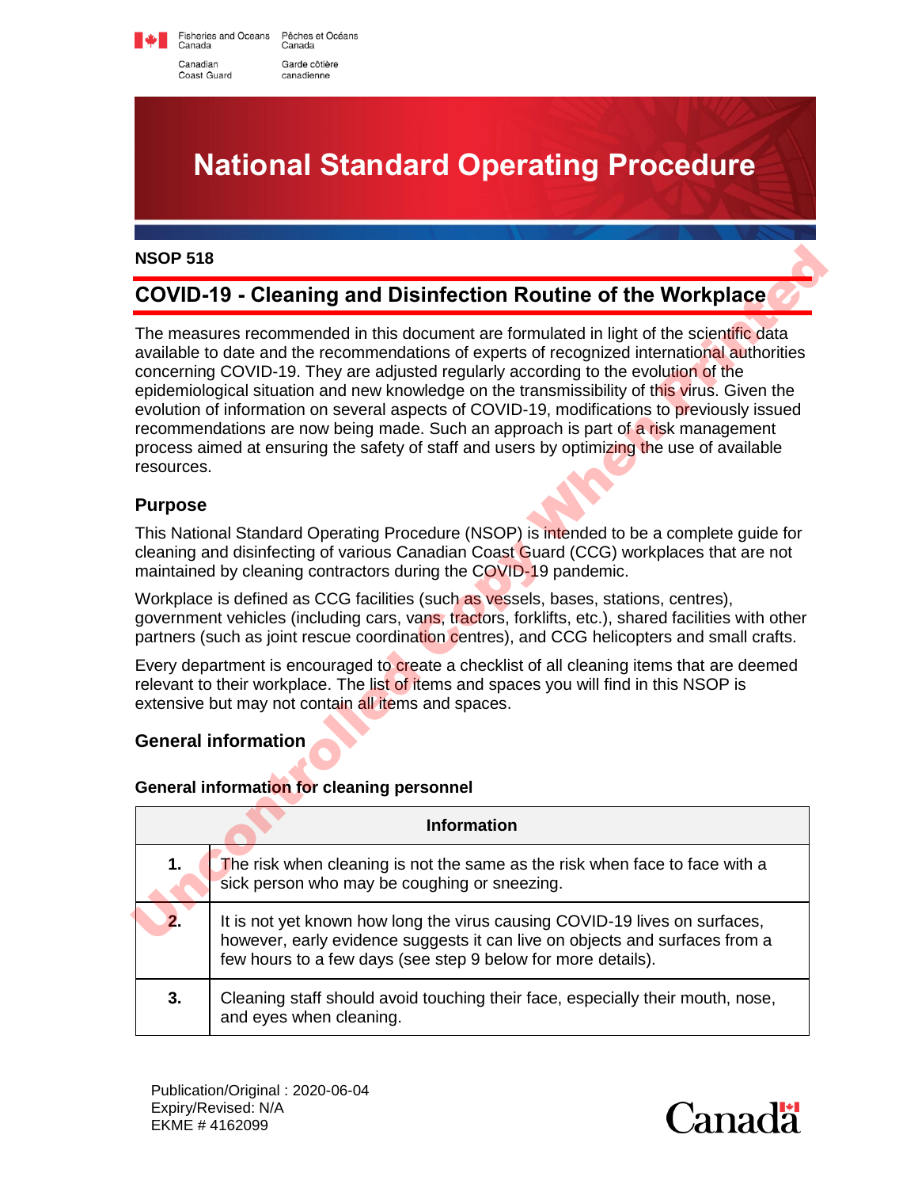Fisheries and Oceans Canada / Pêches et Océans Canada

Canadian Coast Guard / Garde côtière canadienne

# National Standard Operating Procedure

**NSOP 518**

## COVID-19 - Cleaning and Disinfection Routine of the Workplace

The measures recommended in this document are formulated in light of the scientific data available to date and the recommendations of experts of recognized international authorities concerning COVID-19. They are adjusted regularly according to the evolution of the epidemiological situation and new knowledge on the transmissibility of this virus. Given the evolution of information on several aspects of COVID-19, modifications to previously issued recommendations are now being made. Such an approach is part of a risk management process aimed at ensuring the safety of staff and users by optimizing the use of available resources.

### Purpose

This National Standard Operating Procedure (NSOP) is intended to be a complete guide for cleaning and disinfecting of various Canadian Coast Guard (CCG) workplaces that are not maintained by cleaning contractors during the COVID-19 pandemic.

Workplace is defined as CCG facilities (such as vessels, bases, stations, centres), government vehicles (including cars, vans, tractors, forklifts, etc.), shared facilities with other partners (such as joint rescue coordination centres), and CCG helicopters and small crafts.

Every department is encouraged to create a checklist of all cleaning items that are deemed relevant to their workplace. The list of items and spaces you will find in this NSOP is extensive but may not contain all items and spaces.

### General information

#### General information for cleaning personnel

| | Information |
|---|---|
| **1.** | The risk when cleaning is not the same as the risk when face to face with a sick person who may be coughing or sneezing. |
| **2.** | It is not yet known how long the virus causing COVID-19 lives on surfaces, however, early evidence suggests it can live on objects and surfaces from a few hours to a few days (see step 9 below for more details). |
| **3.** | Cleaning staff should avoid touching their face, especially their mouth, nose, and eyes when cleaning. |

Publication/Original : 2020-06-04
Expiry/Revised: N/A
EKME # 4162099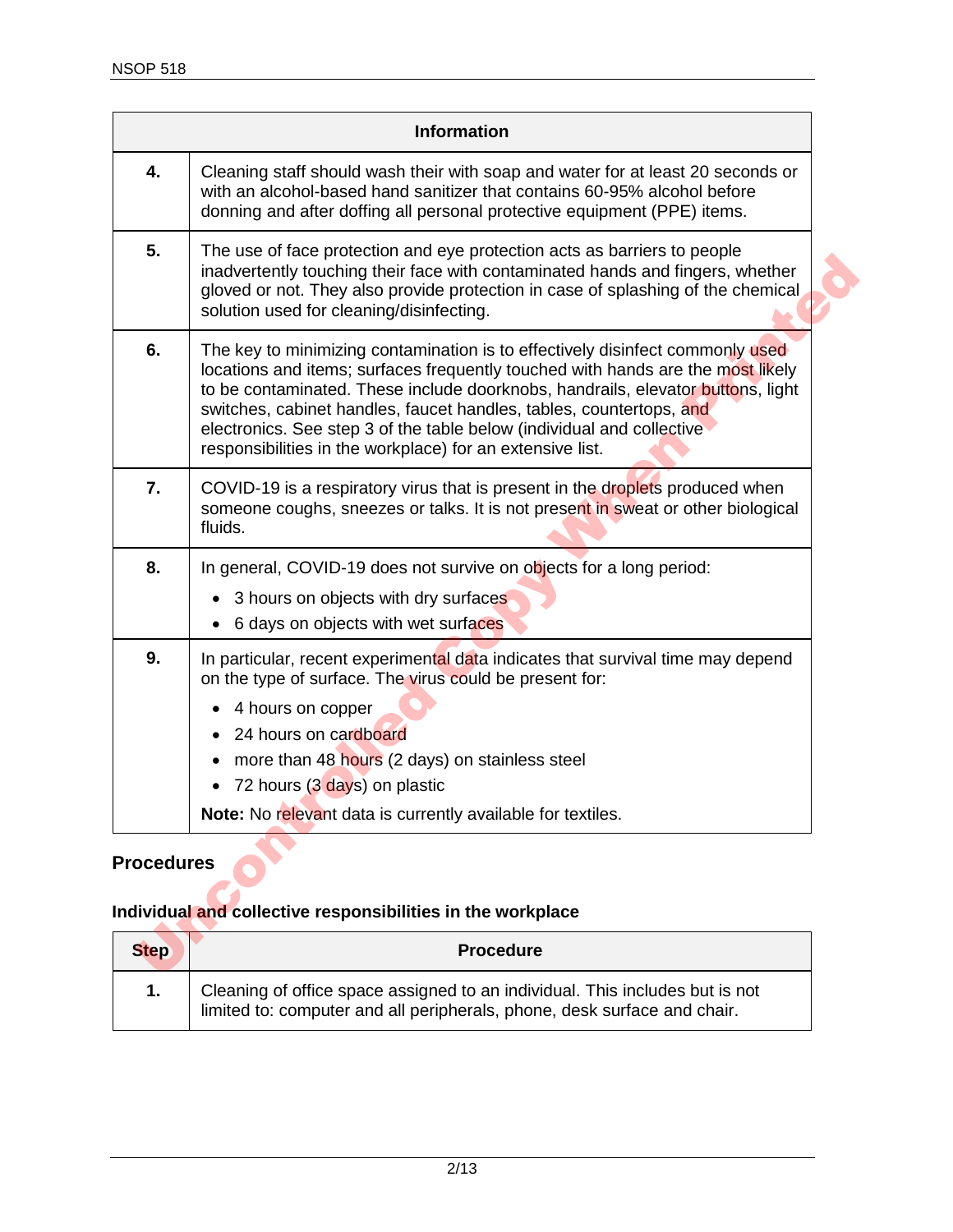| | Information |
|---|---|
| **4.** | Cleaning staff should wash their with soap and water for at least 20 seconds or with an alcohol-based hand sanitizer that contains 60-95% alcohol before donning and after doffing all personal protective equipment (PPE) items. |
| **5.** | The use of face protection and eye protection acts as barriers to people inadvertently touching their face with contaminated hands and fingers, whether gloved or not. They also provide protection in case of splashing of the chemical solution used for cleaning/disinfecting. |
| **6.** | The key to minimizing contamination is to effectively disinfect commonly used locations and items; surfaces frequently touched with hands are the most likely to be contaminated. These include doorknobs, handrails, elevator buttons, light switches, cabinet handles, faucet handles, tables, countertops, and electronics. See step 3 of the table below (individual and collective responsibilities in the workplace) for an extensive list. |
| **7.** | COVID-19 is a respiratory virus that is present in the droplets produced when someone coughs, sneezes or talks. It is not present in sweat or other biological fluids. |
| **8.** | In general, COVID-19 does not survive on objects for a long period:<br>• 3 hours on objects with dry surfaces<br>• 6 days on objects with wet surfaces |
| **9.** | In particular, recent experimental data indicates that survival time may depend on the type of surface. The virus could be present for:<br>• 4 hours on copper<br>• 24 hours on cardboard<br>• more than 48 hours (2 days) on stainless steel<br>• 72 hours (3 days) on plastic<br>**Note:** No relevant data is currently available for textiles. |

## Procedures

### Individual and collective responsibilities in the workplace

| Step | Procedure |
|---|---|
| **1.** | Cleaning of office space assigned to an individual. This includes but is not limited to: computer and all peripherals, phone, desk surface and chair. |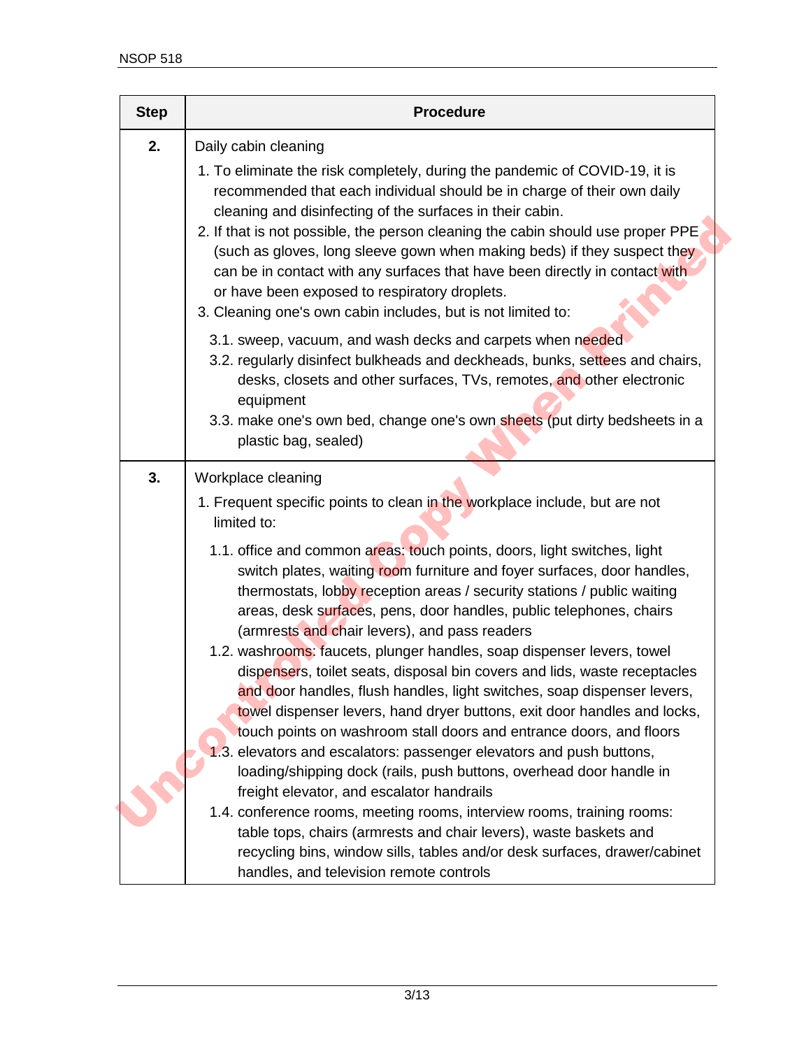| Step | Procedure |
|---|---|
| **2.** | Daily cabin cleaning<br>1. To eliminate the risk completely, during the pandemic of COVID-19, it is recommended that each individual should be in charge of their own daily cleaning and disinfecting of the surfaces in their cabin.<br>2. If that is not possible, the person cleaning the cabin should use proper PPE (such as gloves, long sleeve gown when making beds) if they suspect they can be in contact with any surfaces that have been directly in contact with or have been exposed to respiratory droplets.<br>3. Cleaning one's own cabin includes, but is not limited to:<br>3.1. sweep, vacuum, and wash decks and carpets when needed<br>3.2. regularly disinfect bulkheads and deckheads, bunks, settees and chairs, desks, closets and other surfaces, TVs, remotes, and other electronic equipment<br>3.3. make one's own bed, change one's own sheets (put dirty bedsheets in a plastic bag, sealed) |
| **3.** | Workplace cleaning<br>1. Frequent specific points to clean in the workplace include, but are not limited to:<br>1.1. office and common areas: touch points, doors, light switches, light switch plates, waiting room furniture and foyer surfaces, door handles, thermostats, lobby reception areas / security stations / public waiting areas, desk surfaces, pens, door handles, public telephones, chairs (armrests and chair levers), and pass readers<br>1.2. washrooms: faucets, plunger handles, soap dispenser levers, towel dispensers, toilet seats, disposal bin covers and lids, waste receptacles and door handles, flush handles, light switches, soap dispenser levers, towel dispenser levers, hand dryer buttons, exit door handles and locks, touch points on washroom stall doors and entrance doors, and floors<br>1.3. elevators and escalators: passenger elevators and push buttons, loading/shipping dock (rails, push buttons, overhead door handle in freight elevator, and escalator handrails<br>1.4. conference rooms, meeting rooms, interview rooms, training rooms: table tops, chairs (armrests and chair levers), waste baskets and recycling bins, window sills, tables and/or desk surfaces, drawer/cabinet handles, and television remote controls |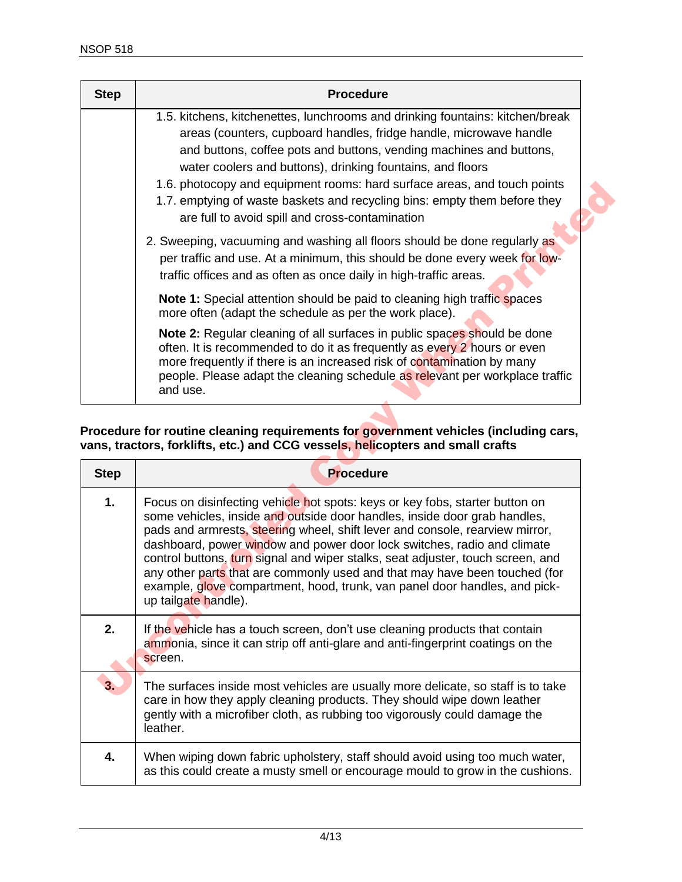| Step | Procedure |
|---|---|
| | 1.5. kitchens, kitchenettes, lunchrooms and drinking fountains: kitchen/break areas (counters, cupboard handles, fridge handle, microwave handle and buttons, coffee pots and buttons, vending machines and buttons, water coolers and buttons), drinking fountains, and floors<br>1.6. photocopy and equipment rooms: hard surface areas, and touch points<br>1.7. emptying of waste baskets and recycling bins: empty them before they are full to avoid spill and cross-contamination<br><br>2. Sweeping, vacuuming and washing all floors should be done regularly as per traffic and use. At a minimum, this should be done every week for low-traffic offices and as often as once daily in high-traffic areas.<br><br>**Note 1:** Special attention should be paid to cleaning high traffic spaces more often (adapt the schedule as per the work place).<br><br>**Note 2:** Regular cleaning of all surfaces in public spaces should be done often. It is recommended to do it as frequently as every 2 hours or even more frequently if there is an increased risk of contamination by many people. Please adapt the cleaning schedule as relevant per workplace traffic and use. |

**Procedure for routine cleaning requirements for government vehicles (including cars, vans, tractors, forklifts, etc.) and CCG vessels, helicopters and small crafts**

| Step | Procedure |
|---|---|
| **1.** | Focus on disinfecting vehicle hot spots: keys or key fobs, starter button on some vehicles, inside and outside door handles, inside door grab handles, pads and armrests, steering wheel, shift lever and console, rearview mirror, dashboard, power window and power door lock switches, radio and climate control buttons, turn signal and wiper stalks, seat adjuster, touch screen, and any other parts that are commonly used and that may have been touched (for example, glove compartment, hood, trunk, van panel door handles, and pick-up tailgate handle). |
| **2.** | If the vehicle has a touch screen, don't use cleaning products that contain ammonia, since it can strip off anti-glare and anti-fingerprint coatings on the screen. |
| **3.** | The surfaces inside most vehicles are usually more delicate, so staff is to take care in how they apply cleaning products. They should wipe down leather gently with a microfiber cloth, as rubbing too vigorously could damage the leather. |
| **4.** | When wiping down fabric upholstery, staff should avoid using too much water, as this could create a musty smell or encourage mould to grow in the cushions. |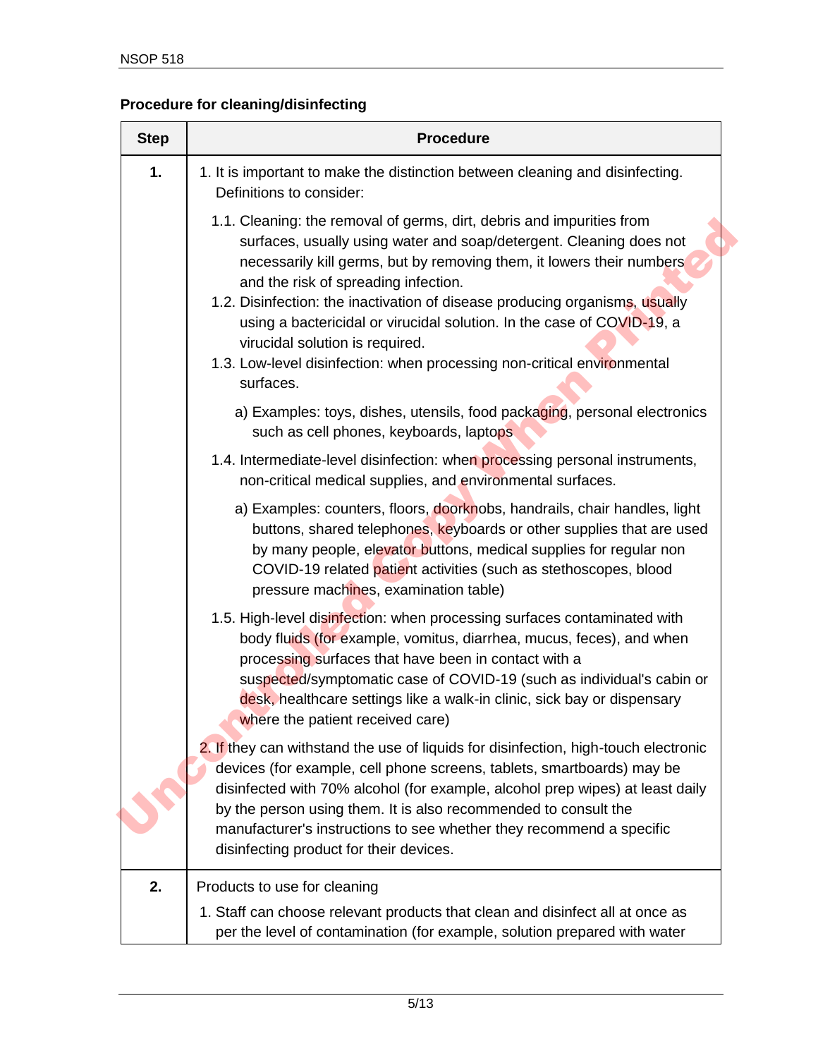**Procedure for cleaning/disinfecting**

| Step | Procedure |
|---|---|
| **1.** | 1. It is important to make the distinction between cleaning and disinfecting. Definitions to consider:<br>1.1. Cleaning: the removal of germs, dirt, debris and impurities from surfaces, usually using water and soap/detergent. Cleaning does not necessarily kill germs, but by removing them, it lowers their numbers and the risk of spreading infection.<br>1.2. Disinfection: the inactivation of disease producing organisms, usually using a bactericidal or virucidal solution. In the case of COVID-19, a virucidal solution is required.<br>1.3. Low-level disinfection: when processing non-critical environmental surfaces.<br>a) Examples: toys, dishes, utensils, food packaging, personal electronics such as cell phones, keyboards, laptops<br>1.4. Intermediate-level disinfection: when processing personal instruments, non-critical medical supplies, and environmental surfaces.<br>a) Examples: counters, floors, doorknobs, handrails, chair handles, light buttons, shared telephones, keyboards or other supplies that are used by many people, elevator buttons, medical supplies for regular non COVID-19 related patient activities (such as stethoscopes, blood pressure machines, examination table)<br>1.5. High-level disinfection: when processing surfaces contaminated with body fluids (for example, vomitus, diarrhea, mucus, feces), and when processing surfaces that have been in contact with a suspected/symptomatic case of COVID-19 (such as individual's cabin or desk, healthcare settings like a walk-in clinic, sick bay or dispensary where the patient received care)<br>2. If they can withstand the use of liquids for disinfection, high-touch electronic devices (for example, cell phone screens, tablets, smartboards) may be disinfected with 70% alcohol (for example, alcohol prep wipes) at least daily by the person using them. It is also recommended to consult the manufacturer's instructions to see whether they recommend a specific disinfecting product for their devices. |
| **2.** | Products to use for cleaning<br>1. Staff can choose relevant products that clean and disinfect all at once as per the level of contamination (for example, solution prepared with water |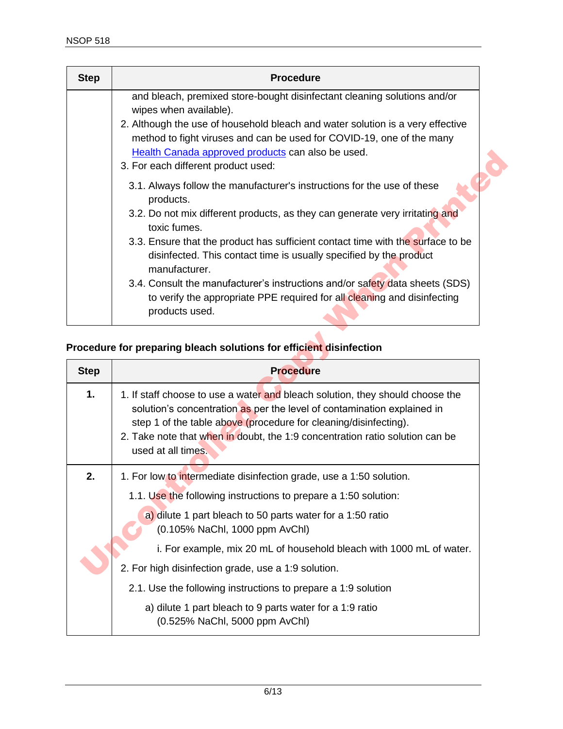| Step | Procedure |
| --- | --- |
| | and bleach, premixed store-bought disinfectant cleaning solutions and/or wipes when available).<br>2. Although the use of household bleach and water solution is a very effective method to fight viruses and can be used for COVID-19, one of the many Health Canada approved products can also be used.<br>3. For each different product used:<br>3.1. Always follow the manufacturer's instructions for the use of these products.<br>3.2. Do not mix different products, as they can generate very irritating and toxic fumes.<br>3.3. Ensure that the product has sufficient contact time with the surface to be disinfected. This contact time is usually specified by the product manufacturer.<br>3.4. Consult the manufacturer's instructions and/or safety data sheets (SDS) to verify the appropriate PPE required for all cleaning and disinfecting products used. |

**Procedure for preparing bleach solutions for efficient disinfection**

| Step | Procedure |
| --- | --- |
| **1.** | 1. If staff choose to use a water and bleach solution, they should choose the solution's concentration as per the level of contamination explained in step 1 of the table above (procedure for cleaning/disinfecting).<br>2. Take note that when in doubt, the 1:9 concentration ratio solution can be used at all times. |
| **2.** | 1. For low to intermediate disinfection grade, use a 1:50 solution.<br>1.1. Use the following instructions to prepare a 1:50 solution:<br>a) dilute 1 part bleach to 50 parts water for a 1:50 ratio (0.105% NaChl, 1000 ppm AvChl)<br>i. For example, mix 20 mL of household bleach with 1000 mL of water.<br>2. For high disinfection grade, use a 1:9 solution.<br>2.1. Use the following instructions to prepare a 1:9 solution<br>a) dilute 1 part bleach to 9 parts water for a 1:9 ratio (0.525% NaChl, 5000 ppm AvChl) |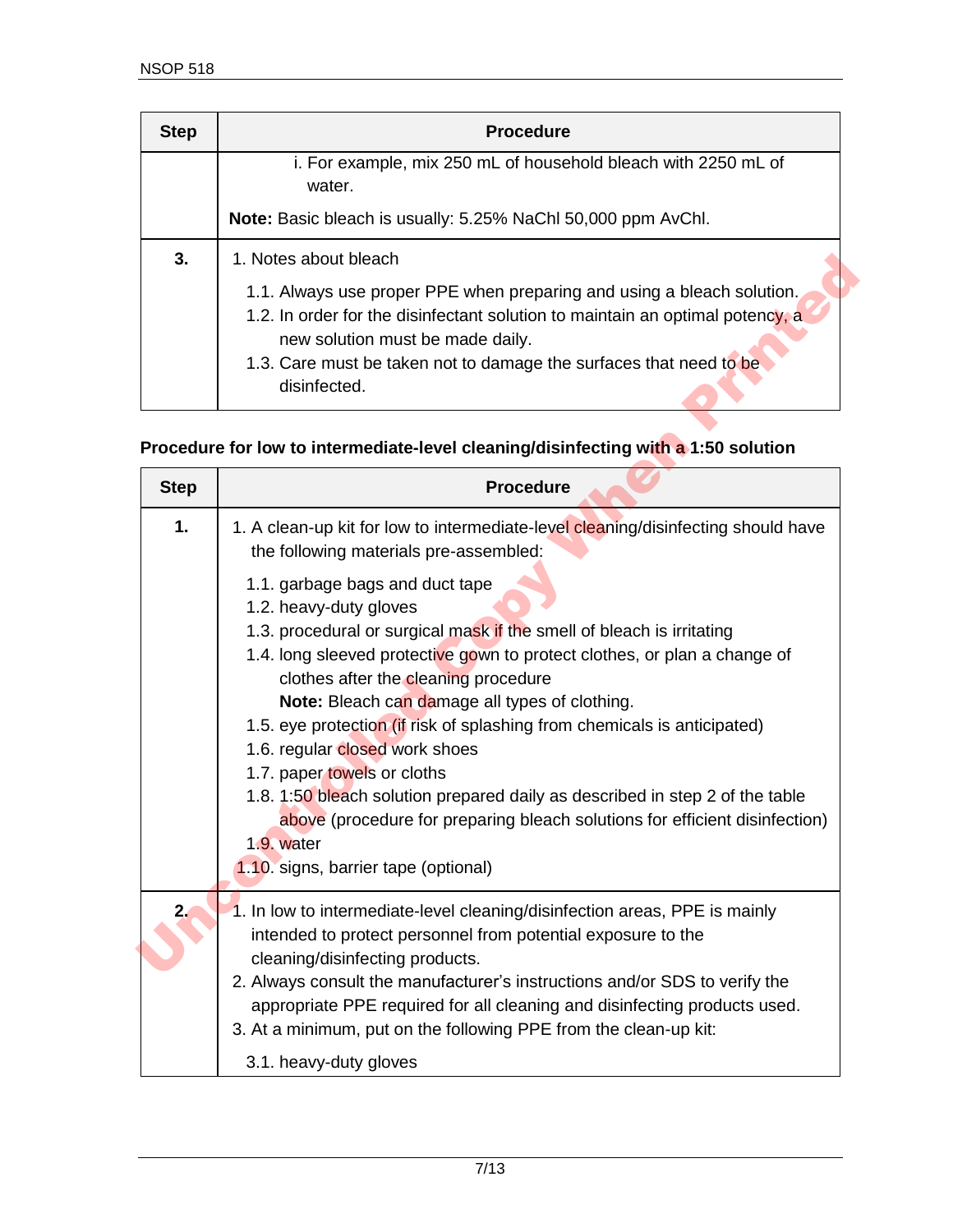| Step | Procedure |
|---|---|
| | i. For example, mix 250 mL of household bleach with 2250 mL of water.<br><br>**Note:** Basic bleach is usually: 5.25% NaChl 50,000 ppm AvChl. |
| **3.** | 1. Notes about bleach<br><br>1.1. Always use proper PPE when preparing and using a bleach solution.<br>1.2. In order for the disinfectant solution to maintain an optimal potency, a new solution must be made daily.<br>1.3. Care must be taken not to damage the surfaces that need to be disinfected. |

**Procedure for low to intermediate-level cleaning/disinfecting with a 1:50 solution**

| Step | Procedure |
|---|---|
| **1.** | 1. A clean-up kit for low to intermediate-level cleaning/disinfecting should have the following materials pre-assembled:<br><br>1.1. garbage bags and duct tape<br>1.2. heavy-duty gloves<br>1.3. procedural or surgical mask if the smell of bleach is irritating<br>1.4. long sleeved protective gown to protect clothes, or plan a change of clothes after the cleaning procedure<br>**Note:** Bleach can damage all types of clothing.<br>1.5. eye protection (if risk of splashing from chemicals is anticipated)<br>1.6. regular closed work shoes<br>1.7. paper towels or cloths<br>1.8. 1:50 bleach solution prepared daily as described in step 2 of the table above (procedure for preparing bleach solutions for efficient disinfection)<br>1.9. water<br>1.10. signs, barrier tape (optional) |
| **2.** | 1. In low to intermediate-level cleaning/disinfection areas, PPE is mainly intended to protect personnel from potential exposure to the cleaning/disinfecting products.<br>2. Always consult the manufacturer's instructions and/or SDS to verify the appropriate PPE required for all cleaning and disinfecting products used.<br>3. At a minimum, put on the following PPE from the clean-up kit:<br><br>3.1. heavy-duty gloves |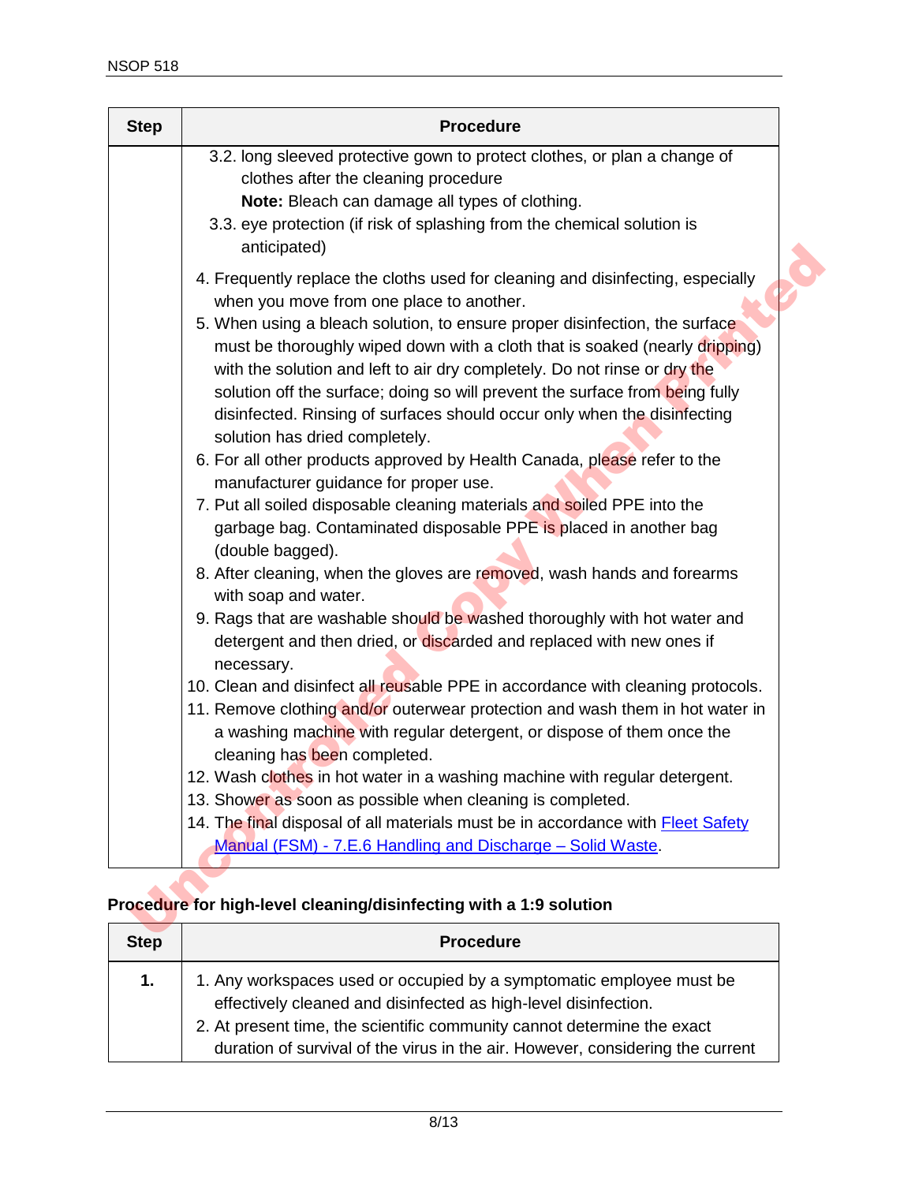| Step | Procedure |
|---|---|
| | 3.2. long sleeved protective gown to protect clothes, or plan a change of clothes after the cleaning procedure<br>**Note:** Bleach can damage all types of clothing.<br>3.3. eye protection (if risk of splashing from the chemical solution is anticipated)<br>4. Frequently replace the cloths used for cleaning and disinfecting, especially when you move from one place to another.<br>5. When using a bleach solution, to ensure proper disinfection, the surface must be thoroughly wiped down with a cloth that is soaked (nearly dripping) with the solution and left to air dry completely. Do not rinse or dry the solution off the surface; doing so will prevent the surface from being fully disinfected. Rinsing of surfaces should occur only when the disinfecting solution has dried completely.<br>6. For all other products approved by Health Canada, please refer to the manufacturer guidance for proper use.<br>7. Put all soiled disposable cleaning materials and soiled PPE into the garbage bag. Contaminated disposable PPE is placed in another bag (double bagged).<br>8. After cleaning, when the gloves are removed, wash hands and forearms with soap and water.<br>9. Rags that are washable should be washed thoroughly with hot water and detergent and then dried, or discarded and replaced with new ones if necessary.<br>10. Clean and disinfect all reusable PPE in accordance with cleaning protocols.<br>11. Remove clothing and/or outerwear protection and wash them in hot water in a washing machine with regular detergent, or dispose of them once the cleaning has been completed.<br>12. Wash clothes in hot water in a washing machine with regular detergent.<br>13. Shower as soon as possible when cleaning is completed.<br>14. The final disposal of all materials must be in accordance with Fleet Safety Manual (FSM) - 7.E.6 Handling and Discharge – Solid Waste. |

**Procedure for high-level cleaning/disinfecting with a 1:9 solution**

| Step | Procedure |
|---|---|
| **1.** | 1. Any workspaces used or occupied by a symptomatic employee must be effectively cleaned and disinfected as high-level disinfection.<br>2. At present time, the scientific community cannot determine the exact duration of survival of the virus in the air. However, considering the current |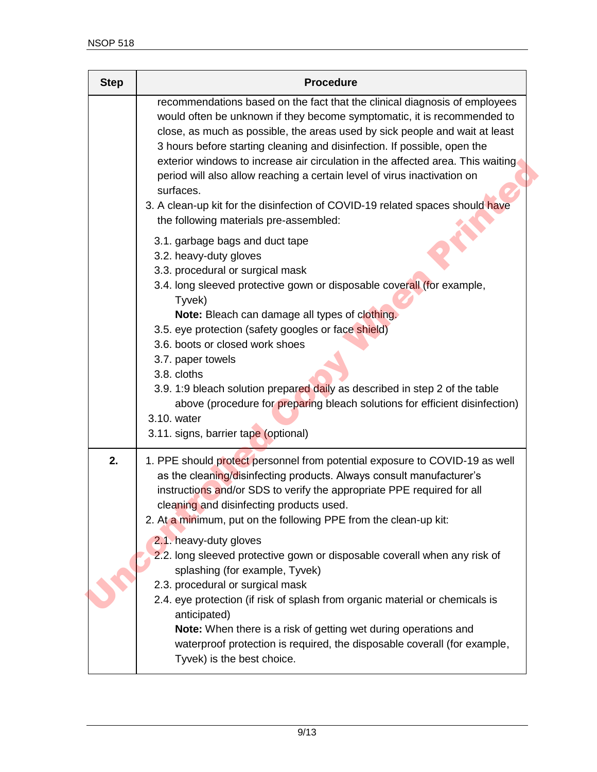| Step | Procedure |
| --- | --- |
| | recommendations based on the fact that the clinical diagnosis of employees would often be unknown if they become symptomatic, it is recommended to close, as much as possible, the areas used by sick people and wait at least 3 hours before starting cleaning and disinfection. If possible, open the exterior windows to increase air circulation in the affected area. This waiting period will also allow reaching a certain level of virus inactivation on surfaces.<br>3. A clean-up kit for the disinfection of COVID-19 related spaces should have the following materials pre-assembled:<br>3.1. garbage bags and duct tape<br>3.2. heavy-duty gloves<br>3.3. procedural or surgical mask<br>3.4. long sleeved protective gown or disposable coverall (for example, Tyvek)<br>**Note:** Bleach can damage all types of clothing.<br>3.5. eye protection (safety googles or face shield)<br>3.6. boots or closed work shoes<br>3.7. paper towels<br>3.8. cloths<br>3.9. 1:9 bleach solution prepared daily as described in step 2 of the table above (procedure for preparing bleach solutions for efficient disinfection)<br>3.10. water<br>3.11. signs, barrier tape (optional) |
| **2.** | 1. PPE should protect personnel from potential exposure to COVID-19 as well as the cleaning/disinfecting products. Always consult manufacturer's instructions and/or SDS to verify the appropriate PPE required for all cleaning and disinfecting products used.<br>2. At a minimum, put on the following PPE from the clean-up kit:<br>2.1. heavy-duty gloves<br>2.2. long sleeved protective gown or disposable coverall when any risk of splashing (for example, Tyvek)<br>2.3. procedural or surgical mask<br>2.4. eye protection (if risk of splash from organic material or chemicals is anticipated)<br>**Note:** When there is a risk of getting wet during operations and waterproof protection is required, the disposable coverall (for example, Tyvek) is the best choice. |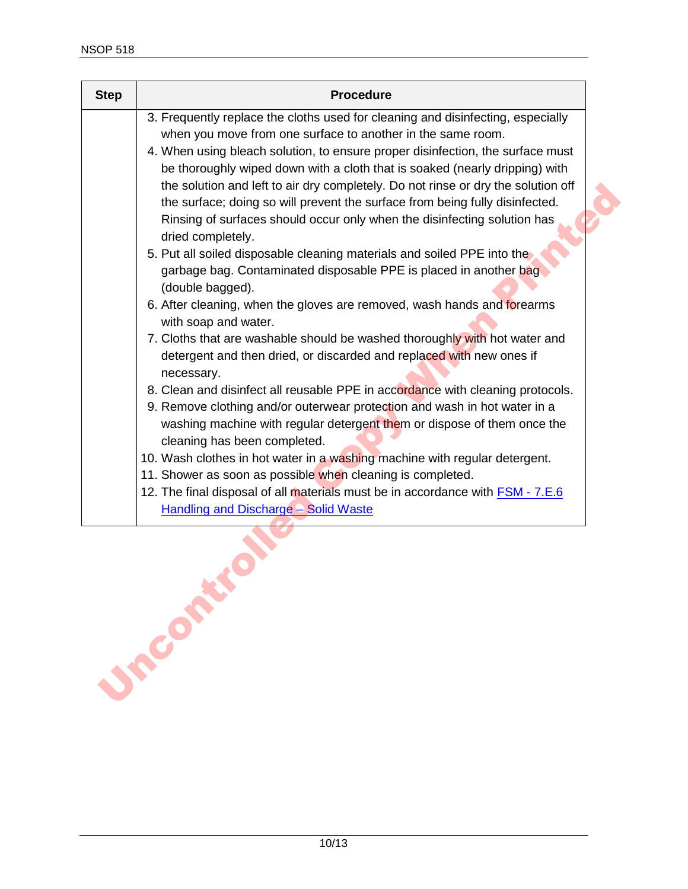| Step | Procedure |
|---|---|
| | 3. Frequently replace the cloths used for cleaning and disinfecting, especially when you move from one surface to another in the same room.<br>4. When using bleach solution, to ensure proper disinfection, the surface must be thoroughly wiped down with a cloth that is soaked (nearly dripping) with the solution and left to air dry completely. Do not rinse or dry the solution off the surface; doing so will prevent the surface from being fully disinfected. Rinsing of surfaces should occur only when the disinfecting solution has dried completely.<br>5. Put all soiled disposable cleaning materials and soiled PPE into the garbage bag. Contaminated disposable PPE is placed in another bag (double bagged).<br>6. After cleaning, when the gloves are removed, wash hands and forearms with soap and water.<br>7. Cloths that are washable should be washed thoroughly with hot water and detergent and then dried, or discarded and replaced with new ones if necessary.<br>8. Clean and disinfect all reusable PPE in accordance with cleaning protocols.<br>9. Remove clothing and/or outerwear protection and wash in hot water in a washing machine with regular detergent them or dispose of them once the cleaning has been completed.<br>10. Wash clothes in hot water in a washing machine with regular detergent.<br>11. Shower as soon as possible when cleaning is completed.<br>12. The final disposal of all materials must be in accordance with FSM - 7.E.6 Handling and Discharge – Solid Waste |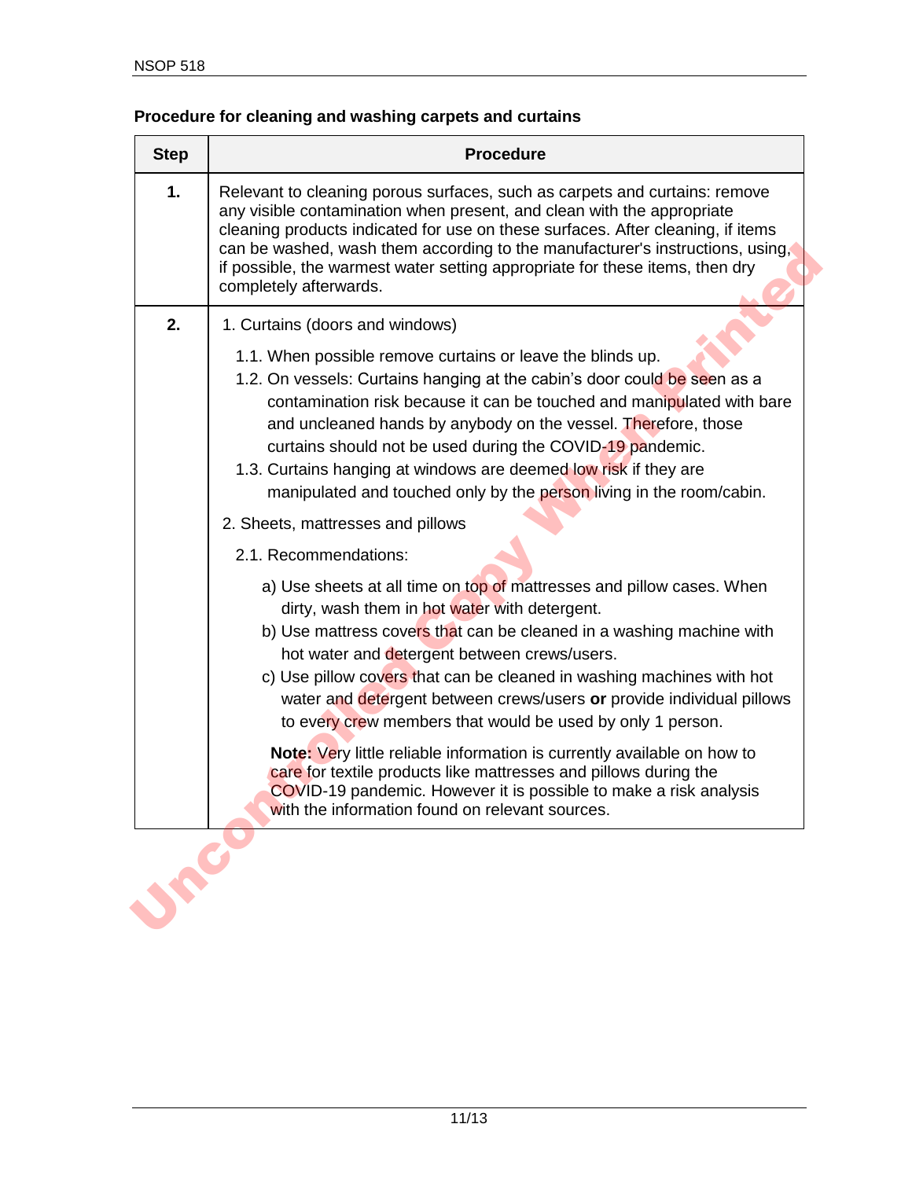**Procedure for cleaning and washing carpets and curtains**

| Step | Procedure |
|---|---|
| **1.** | Relevant to cleaning porous surfaces, such as carpets and curtains: remove any visible contamination when present, and clean with the appropriate cleaning products indicated for use on these surfaces. After cleaning, if items can be washed, wash them according to the manufacturer's instructions, using, if possible, the warmest water setting appropriate for these items, then dry completely afterwards. |
| **2.** | 1. Curtains (doors and windows)<br>1.1. When possible remove curtains or leave the blinds up.<br>1.2. On vessels: Curtains hanging at the cabin's door could be seen as a contamination risk because it can be touched and manipulated with bare and uncleaned hands by anybody on the vessel. Therefore, those curtains should not be used during the COVID-19 pandemic.<br>1.3. Curtains hanging at windows are deemed low risk if they are manipulated and touched only by the person living in the room/cabin.<br>2. Sheets, mattresses and pillows<br>2.1. Recommendations:<br>a) Use sheets at all time on top of mattresses and pillow cases. When dirty, wash them in hot water with detergent.<br>b) Use mattress covers that can be cleaned in a washing machine with hot water and detergent between crews/users.<br>c) Use pillow covers that can be cleaned in washing machines with hot water and detergent between crews/users **or** provide individual pillows to every crew members that would be used by only 1 person.<br>**Note:** Very little reliable information is currently available on how to care for textile products like mattresses and pillows during the COVID-19 pandemic. However it is possible to make a risk analysis with the information found on relevant sources. |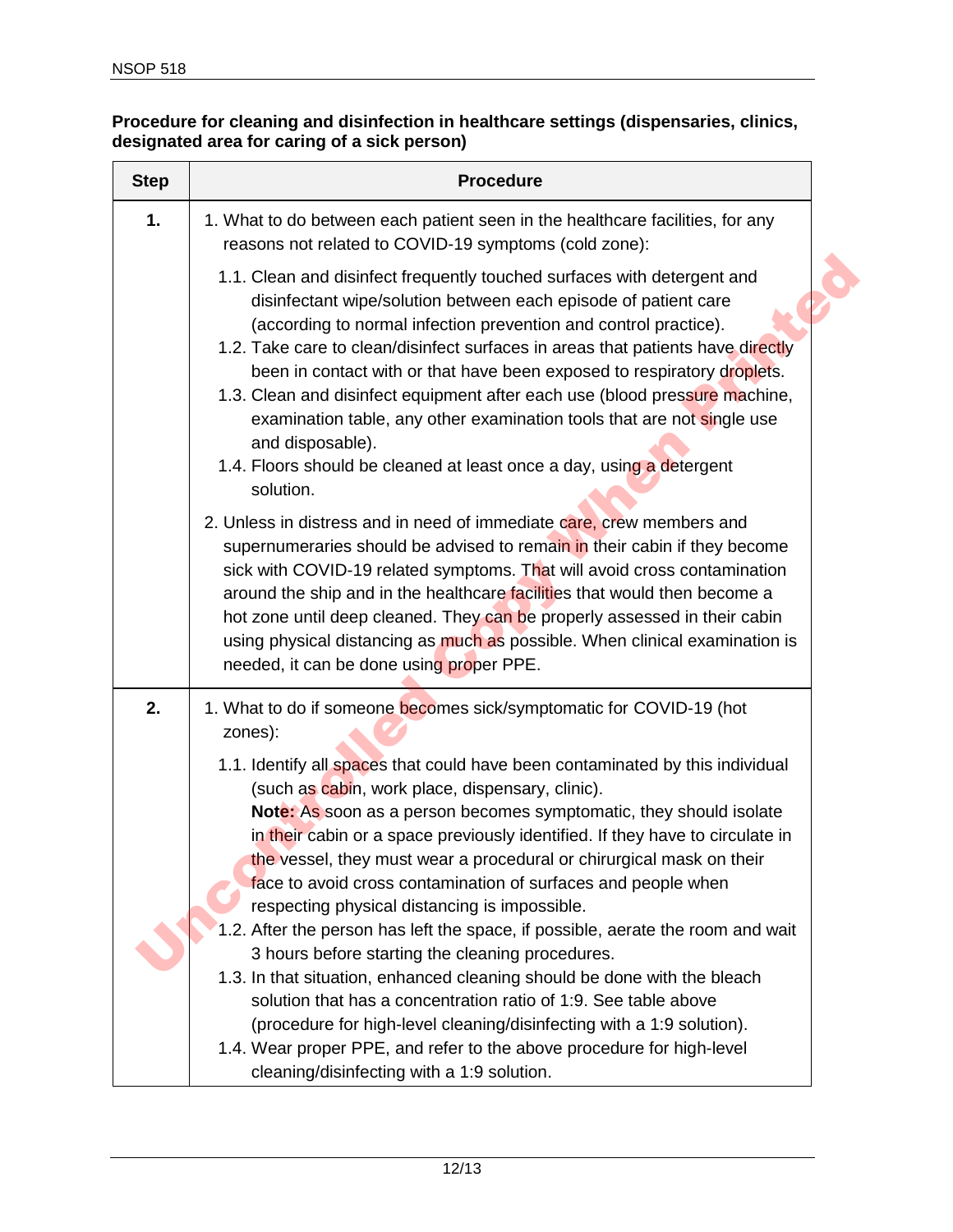**Procedure for cleaning and disinfection in healthcare settings (dispensaries, clinics, designated area for caring of a sick person)**

| Step | Procedure |
|---|---|
| **1.** | 1. What to do between each patient seen in the healthcare facilities, for any reasons not related to COVID-19 symptoms (cold zone):<br>1.1. Clean and disinfect frequently touched surfaces with detergent and disinfectant wipe/solution between each episode of patient care (according to normal infection prevention and control practice).<br>1.2. Take care to clean/disinfect surfaces in areas that patients have directly been in contact with or that have been exposed to respiratory droplets.<br>1.3. Clean and disinfect equipment after each use (blood pressure machine, examination table, any other examination tools that are not single use and disposable).<br>1.4. Floors should be cleaned at least once a day, using a detergent solution.<br>2. Unless in distress and in need of immediate care, crew members and supernumeraries should be advised to remain in their cabin if they become sick with COVID-19 related symptoms. That will avoid cross contamination around the ship and in the healthcare facilities that would then become a hot zone until deep cleaned. They can be properly assessed in their cabin using physical distancing as much as possible. When clinical examination is needed, it can be done using proper PPE. |
| **2.** | 1. What to do if someone becomes sick/symptomatic for COVID-19 (hot zones):<br>1.1. Identify all spaces that could have been contaminated by this individual (such as cabin, work place, dispensary, clinic).<br>**Note:** As soon as a person becomes symptomatic, they should isolate in their cabin or a space previously identified. If they have to circulate in the vessel, they must wear a procedural or chirurgical mask on their face to avoid cross contamination of surfaces and people when respecting physical distancing is impossible.<br>1.2. After the person has left the space, if possible, aerate the room and wait 3 hours before starting the cleaning procedures.<br>1.3. In that situation, enhanced cleaning should be done with the bleach solution that has a concentration ratio of 1:9. See table above (procedure for high-level cleaning/disinfecting with a 1:9 solution).<br>1.4. Wear proper PPE, and refer to the above procedure for high-level cleaning/disinfecting with a 1:9 solution. |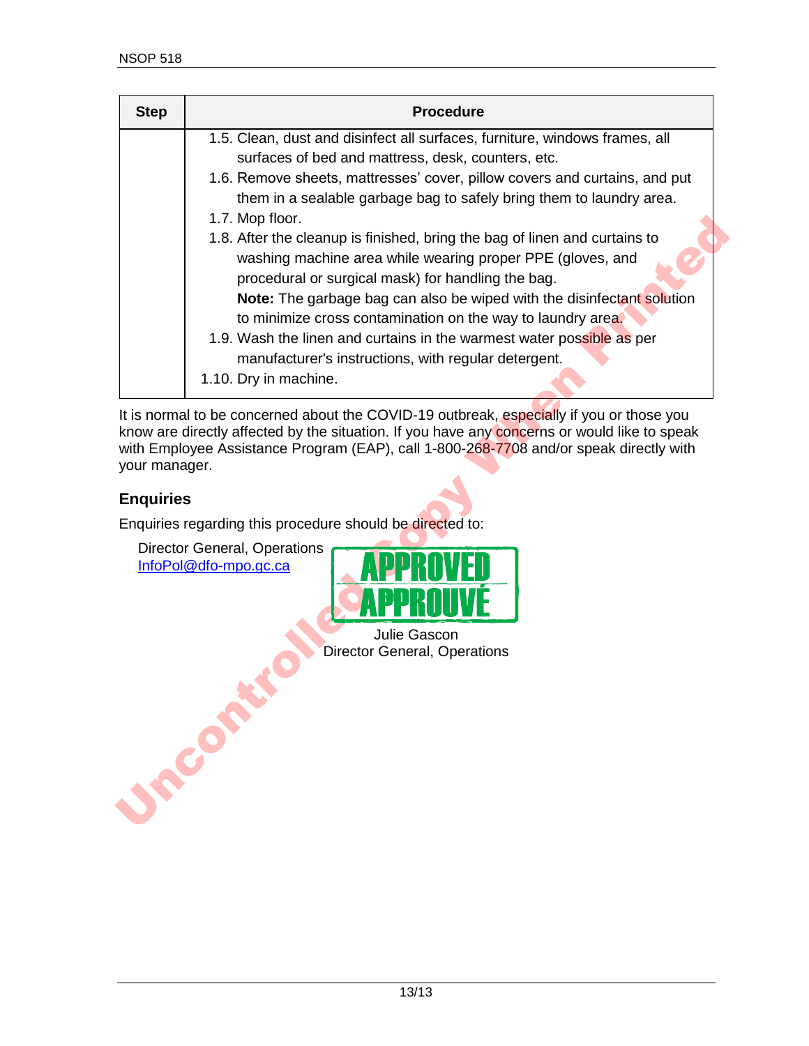| Step | Procedure |
|---|---|
| | 1.5. Clean, dust and disinfect all surfaces, furniture, windows frames, all surfaces of bed and mattress, desk, counters, etc.<br>1.6. Remove sheets, mattresses' cover, pillow covers and curtains, and put them in a sealable garbage bag to safely bring them to laundry area.<br>1.7. Mop floor.<br>1.8. After the cleanup is finished, bring the bag of linen and curtains to washing machine area while wearing proper PPE (gloves, and procedural or surgical mask) for handling the bag.<br>**Note:** The garbage bag can also be wiped with the disinfectant solution to minimize cross contamination on the way to laundry area.<br>1.9. Wash the linen and curtains in the warmest water possible as per manufacturer's instructions, with regular detergent.<br>1.10. Dry in machine. |

It is normal to be concerned about the COVID-19 outbreak, especially if you or those you know are directly affected by the situation. If you have any concerns or would like to speak with Employee Assistance Program (EAP), call 1-800-268-7708 and/or speak directly with your manager.

### Enquiries

Enquiries regarding this procedure should be directed to:

Director General, Operations
InfoPol@dfo-mpo.gc.ca

APPROVED
APPROUVÉ

Julie Gascon
Director General, Operations